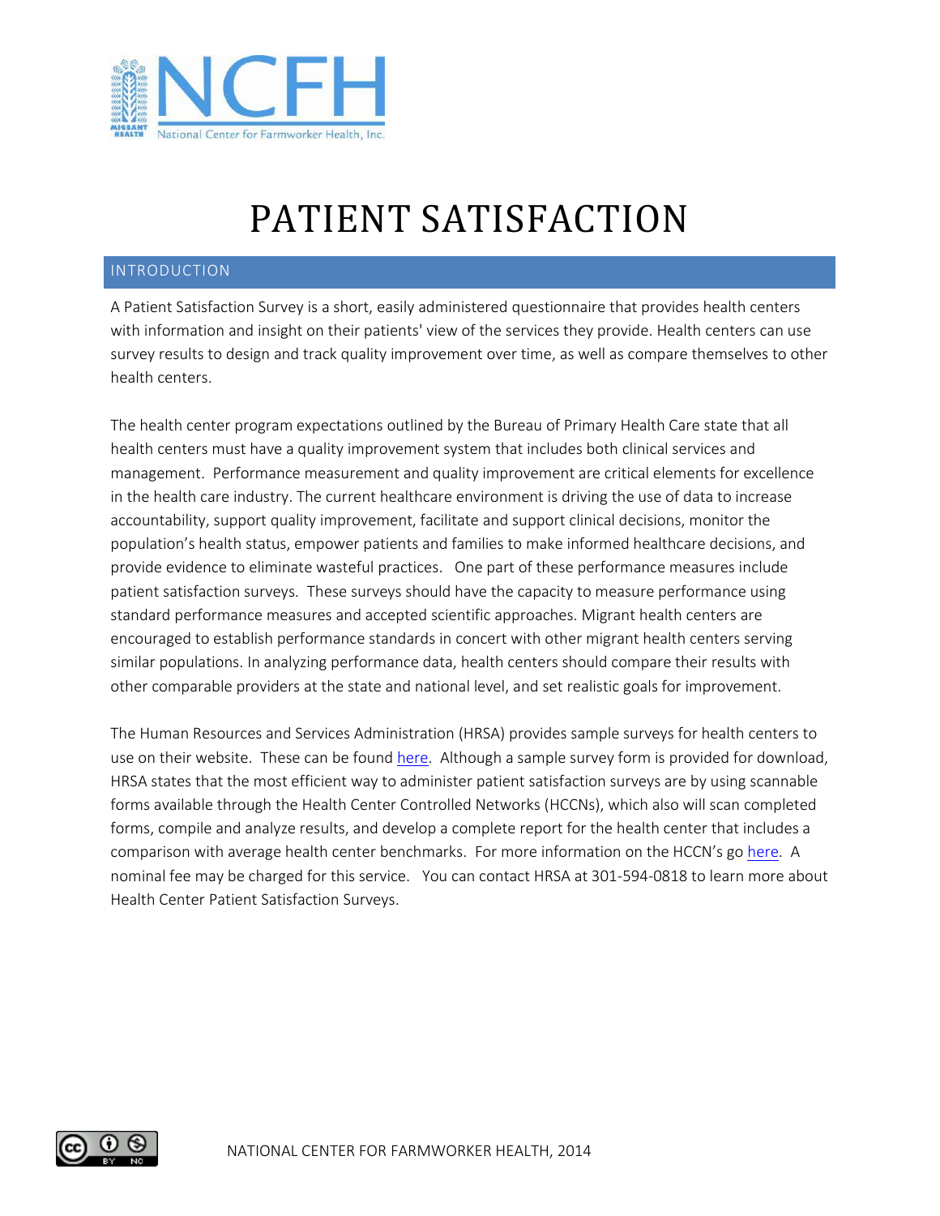# PATIENT SATISFACTION

## INTRODUCTION

A Patient Satisfaction Survey is a short, easily administered questionnaire that provides health centers with information and insight on their patients' view of the services they provide. Health centers can use survey results to design and track quality improvement over time, as well as compare themselves to other health centers.

The health center program expectations outlined by the Bureau of Primary Health Care state that all health centers must have a quality improvement system that includes both clinical services and management. Performance measurement and quality improvement are critical elements for excellence in the health care industry. The current healthcare environment is driving the use of data to increase accountability, support quality improvement, facilitate and support clinical decisions, monitor the population's health status, empower patients and families to make informed healthcare decisions, and provide evidence to eliminate wasteful practices. One part of these performance measures include patient satisfaction surveys. These surveys should have the capacity to measure performance using standard performance measures and accepted scientific approaches. Migrant health centers are encouraged to establish performance standards in concert with other migrant health centers serving similar populations. In analyzing performance data, health centers should compare their results with other comparable providers at the state and national level, and set realistic goals for improvement.

The Human Resources and Services Administration (HRSA) provides sample surveys for health centers to use on their website. These can be found here. Although a sample survey form is provided for download, HRSA states that the most efficient way to administer patient satisfaction surveys are by using scannable forms available through the Health Center Controlled Networks (HCCNs), which also will scan completed forms, compile and analyze results, and develop a complete report for the health center that includes a comparison with average health center benchmarks. For more information on the HCCN's go here. A nominal fee may be charged for this service. You can contact HRSA at 301-594-0818 to learn more about Health Center Patient Satisfaction Surveys.

NATIONAL CENTER FOR FARMWORKER HEALTH, 2014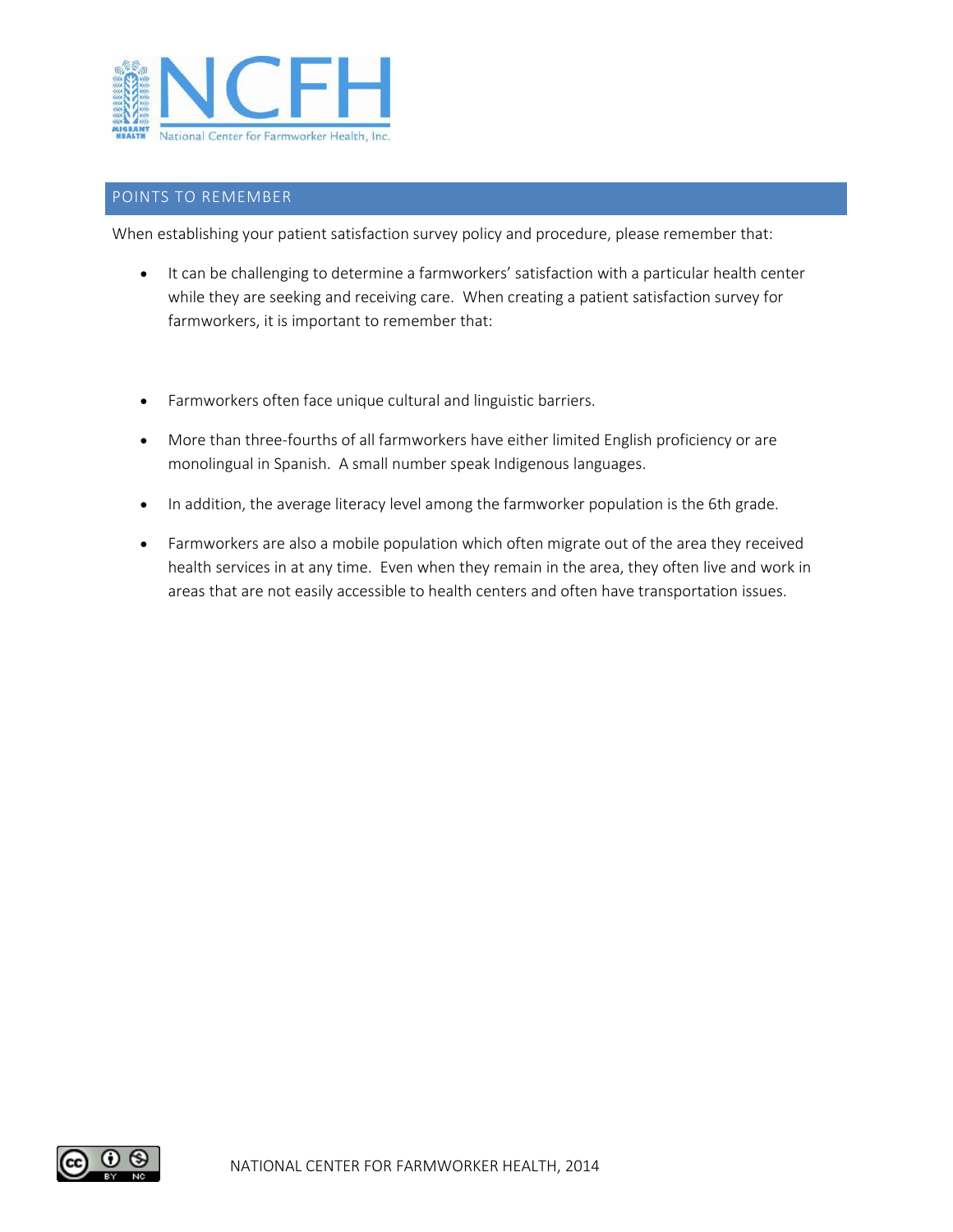## POINTS TO REMEMBER

When establishing your patient satisfaction survey policy and procedure, please remember that:

- It can be challenging to determine a farmworkers' satisfaction with a particular health center while they are seeking and receiving care. When creating a patient satisfaction survey for farmworkers, it is important to remember that:

- Farmworkers often face unique cultural and linguistic barriers.
- More than three-fourths of all farmworkers have either limited English proficiency or are monolingual in Spanish. A small number speak Indigenous languages.
- In addition, the average literacy level among the farmworker population is the 6th grade.
- Farmworkers are also a mobile population which often migrate out of the area they received health services in at any time. Even when they remain in the area, they often live and work in areas that are not easily accessible to health centers and often have transportation issues.